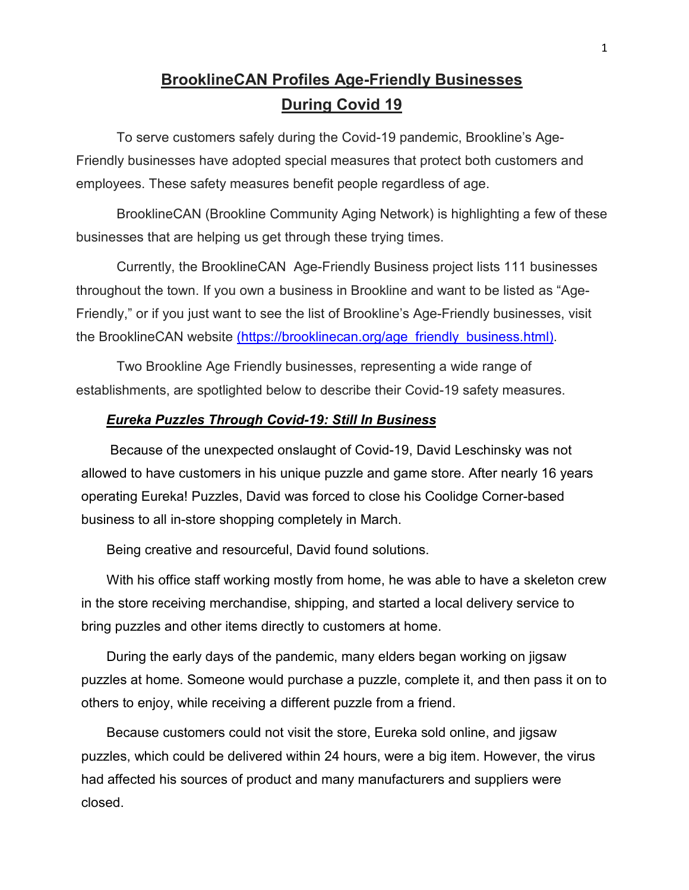# BrooklineCAN Profiles Age-Friendly Businesses During Covid 19

To serve customers safely during the Covid-19 pandemic, Brookline's Age-Friendly businesses have adopted special measures that protect both customers and employees. These safety measures benefit people regardless of age.

BrooklineCAN (Brookline Community Aging Network) is highlighting a few of these businesses that are helping us get through these trying times.

Currently, the BrooklineCAN Age-Friendly Business project lists 111 businesses throughout the town. If you own a business in Brookline and want to be listed as "Age-Friendly," or if you just want to see the list of Brookline's Age-Friendly businesses, visit the BrooklineCAN website (https://brooklinecan.org/age_friendly_business.html).

Two Brookline Age Friendly businesses, representing a wide range of establishments, are spotlighted below to describe their Covid-19 safety measures.

## ***Eureka Puzzles Through Covid-19: Still In Business***

Because of the unexpected onslaught of Covid-19, David Leschinsky was not allowed to have customers in his unique puzzle and game store. After nearly 16 years operating Eureka! Puzzles, David was forced to close his Coolidge Corner-based business to all in-store shopping completely in March.

Being creative and resourceful, David found solutions.

With his office staff working mostly from home, he was able to have a skeleton crew in the store receiving merchandise, shipping, and started a local delivery service to bring puzzles and other items directly to customers at home.

During the early days of the pandemic, many elders began working on jigsaw puzzles at home. Someone would purchase a puzzle, complete it, and then pass it on to others to enjoy, while receiving a different puzzle from a friend.

Because customers could not visit the store, Eureka sold online, and jigsaw puzzles, which could be delivered within 24 hours, were a big item. However, the virus had affected his sources of product and many manufacturers and suppliers were closed.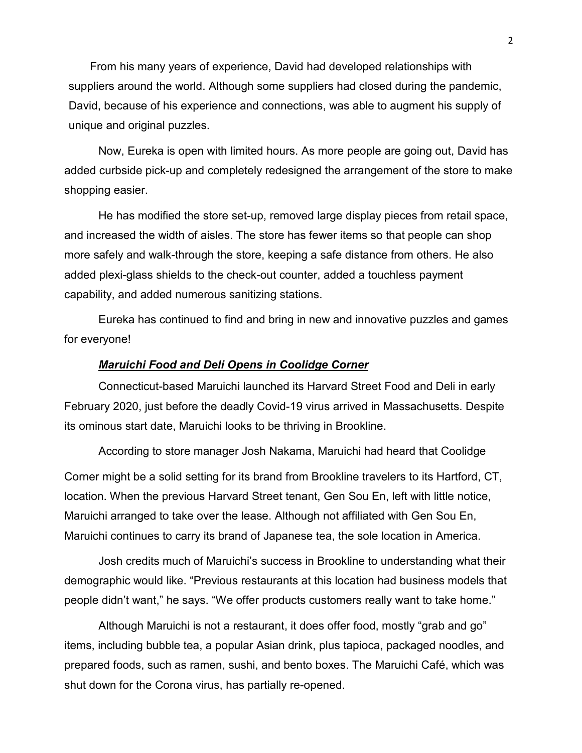From his many years of experience, David had developed relationships with suppliers around the world. Although some suppliers had closed during the pandemic, David, because of his experience and connections, was able to augment his supply of unique and original puzzles.

Now, Eureka is open with limited hours. As more people are going out, David has added curbside pick-up and completely redesigned the arrangement of the store to make shopping easier.

He has modified the store set-up, removed large display pieces from retail space, and increased the width of aisles. The store has fewer items so that people can shop more safely and walk-through the store, keeping a safe distance from others. He also added plexi-glass shields to the check-out counter, added a touchless payment capability, and added numerous sanitizing stations.

Eureka has continued to find and bring in new and innovative puzzles and games for everyone!

***Maruichi Food and Deli Opens in Coolidge Corner***

Connecticut-based Maruichi launched its Harvard Street Food and Deli in early February 2020, just before the deadly Covid-19 virus arrived in Massachusetts. Despite its ominous start date, Maruichi looks to be thriving in Brookline.

According to store manager Josh Nakama, Maruichi had heard that Coolidge Corner might be a solid setting for its brand from Brookline travelers to its Hartford, CT, location. When the previous Harvard Street tenant, Gen Sou En, left with little notice, Maruichi arranged to take over the lease. Although not affiliated with Gen Sou En, Maruichi continues to carry its brand of Japanese tea, the sole location in America.

Josh credits much of Maruichi's success in Brookline to understanding what their demographic would like. "Previous restaurants at this location had business models that people didn't want," he says. "We offer products customers really want to take home."

Although Maruichi is not a restaurant, it does offer food, mostly "grab and go" items, including bubble tea, a popular Asian drink, plus tapioca, packaged noodles, and prepared foods, such as ramen, sushi, and bento boxes. The Maruichi Café, which was shut down for the Corona virus, has partially re-opened.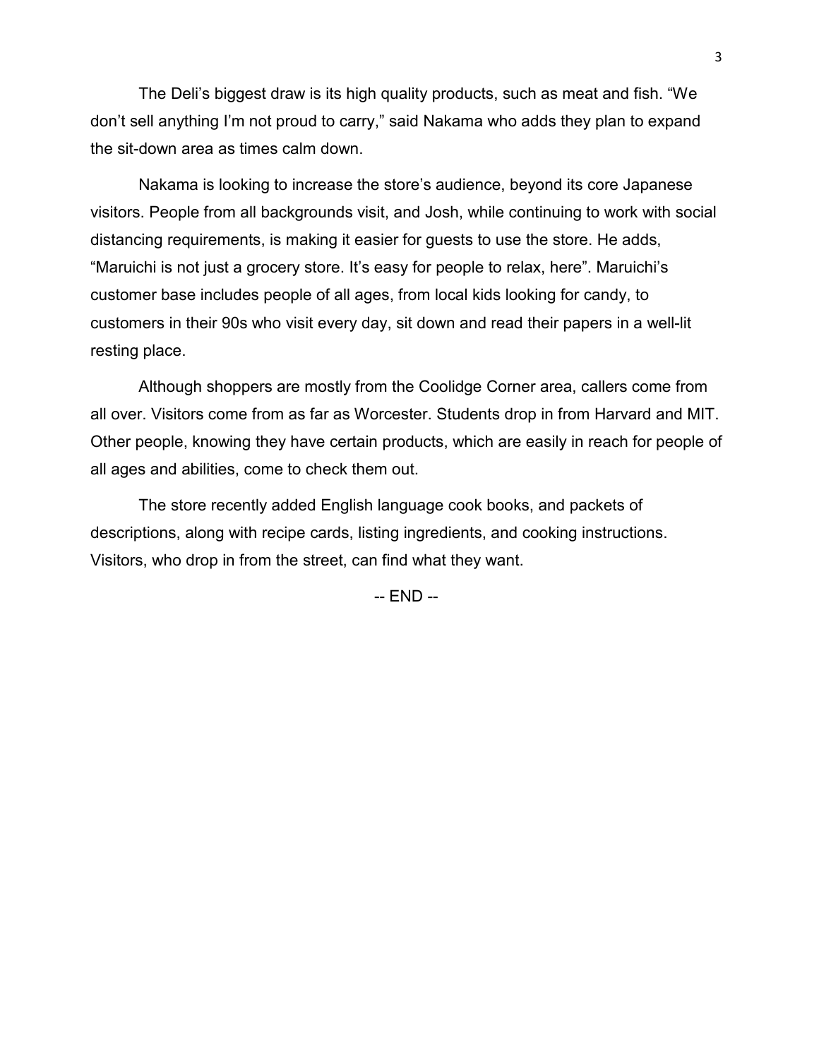The Deli's biggest draw is its high quality products, such as meat and fish. "We don't sell anything I'm not proud to carry," said Nakama who adds they plan to expand the sit-down area as times calm down.

Nakama is looking to increase the store's audience, beyond its core Japanese visitors. People from all backgrounds visit, and Josh, while continuing to work with social distancing requirements, is making it easier for guests to use the store. He adds, "Maruichi is not just a grocery store. It's easy for people to relax, here". Maruichi's customer base includes people of all ages, from local kids looking for candy, to customers in their 90s who visit every day, sit down and read their papers in a well-lit resting place.

Although shoppers are mostly from the Coolidge Corner area, callers come from all over. Visitors come from as far as Worcester. Students drop in from Harvard and MIT. Other people, knowing they have certain products, which are easily in reach for people of all ages and abilities, come to check them out.

The store recently added English language cook books, and packets of descriptions, along with recipe cards, listing ingredients, and cooking instructions. Visitors, who drop in from the street, can find what they want.

-- END --